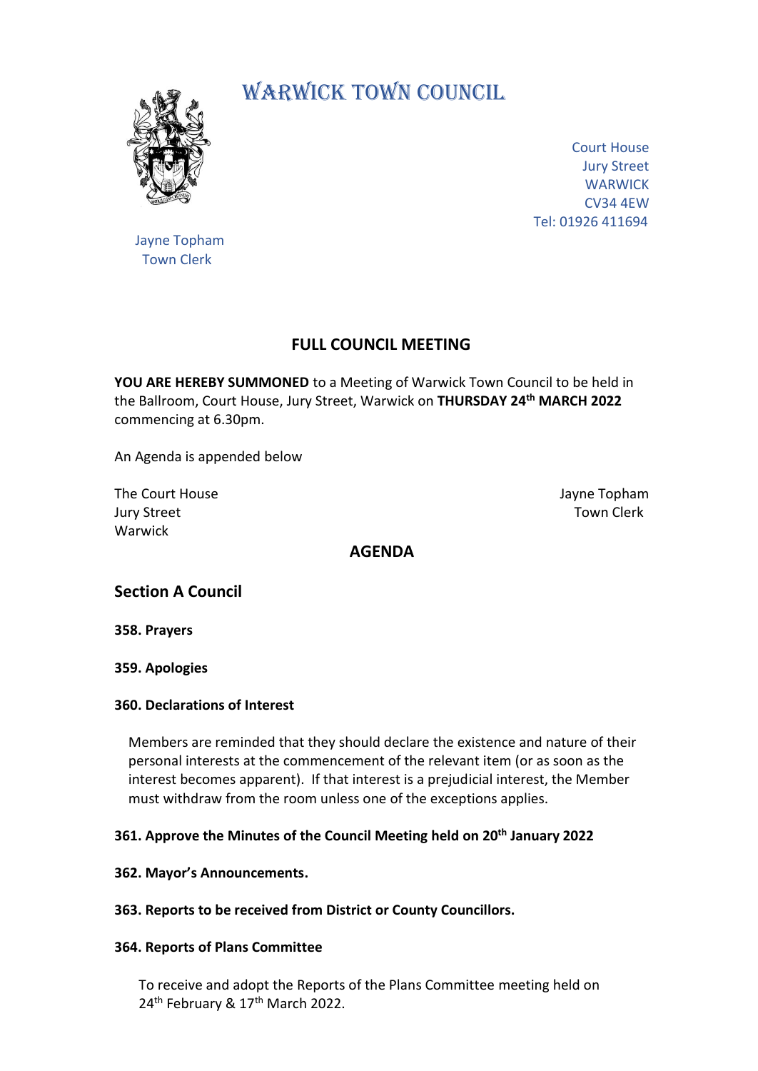# WARWICK TOWN COUNCIL

Court House
Jury Street
WARWICK
CV34 4EW
Tel: 01926 411694

Jayne Topham
Town Clerk

## FULL COUNCIL MEETING

**YOU ARE HEREBY SUMMONED** to a Meeting of Warwick Town Council to be held in the Ballroom, Court House, Jury Street, Warwick on **THURSDAY 24th MARCH 2022** commencing at 6.30pm.

An Agenda is appended below

The Court House
Jury Street
Warwick

Jayne Topham
Town Clerk

## AGENDA

### Section A Council

**358. Prayers**

**359. Apologies**

**360. Declarations of Interest**

Members are reminded that they should declare the existence and nature of their personal interests at the commencement of the relevant item (or as soon as the interest becomes apparent). If that interest is a prejudicial interest, the Member must withdraw from the room unless one of the exceptions applies.

**361. Approve the Minutes of the Council Meeting held on 20th January 2022**

**362. Mayor's Announcements.**

**363. Reports to be received from District or County Councillors.**

**364. Reports of Plans Committee**

To receive and adopt the Reports of the Plans Committee meeting held on 24th February & 17th March 2022.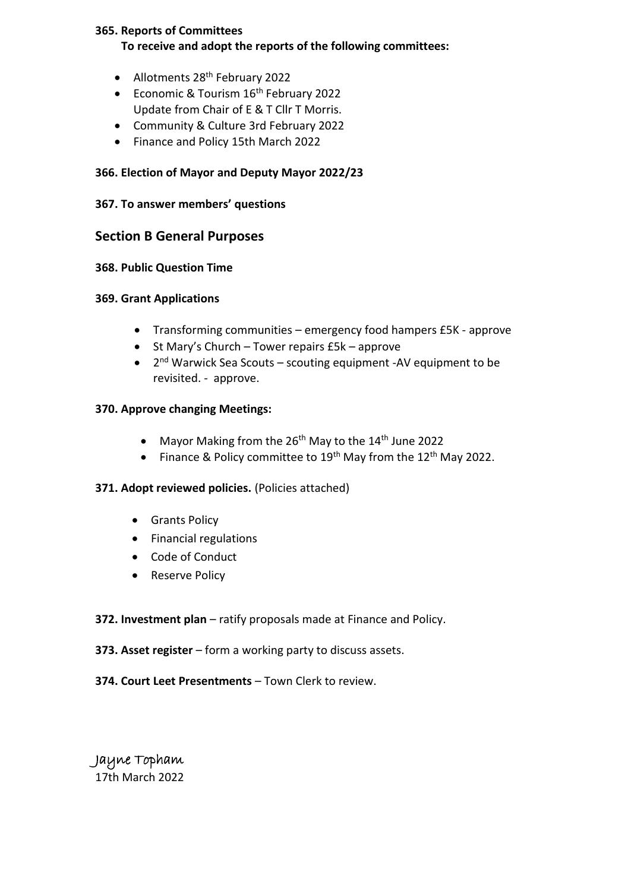**365. Reports of Committees**
**To receive and adopt the reports of the following committees:**

- Allotments 28th February 2022
- Economic & Tourism 16th February 2022
  Update from Chair of E & T Cllr T Morris.
- Community & Culture 3rd February 2022
- Finance and Policy 15th March 2022

**366. Election of Mayor and Deputy Mayor 2022/23**

**367. To answer members' questions**

## Section B General Purposes

**368. Public Question Time**

**369. Grant Applications**

- Transforming communities – emergency food hampers £5K - approve
- St Mary's Church – Tower repairs £5k – approve
- 2nd Warwick Sea Scouts – scouting equipment -AV equipment to be revisited. - approve.

**370. Approve changing Meetings:**

- Mayor Making from the 26th May to the 14th June 2022
- Finance & Policy committee to 19th May from the 12th May 2022.

**371. Adopt reviewed policies.** (Policies attached)

- Grants Policy
- Financial regulations
- Code of Conduct
- Reserve Policy

**372. Investment plan** – ratify proposals made at Finance and Policy.

**373. Asset register** – form a working party to discuss assets.

**374. Court Leet Presentments** – Town Clerk to review.

Jayne Topham
17th March 2022